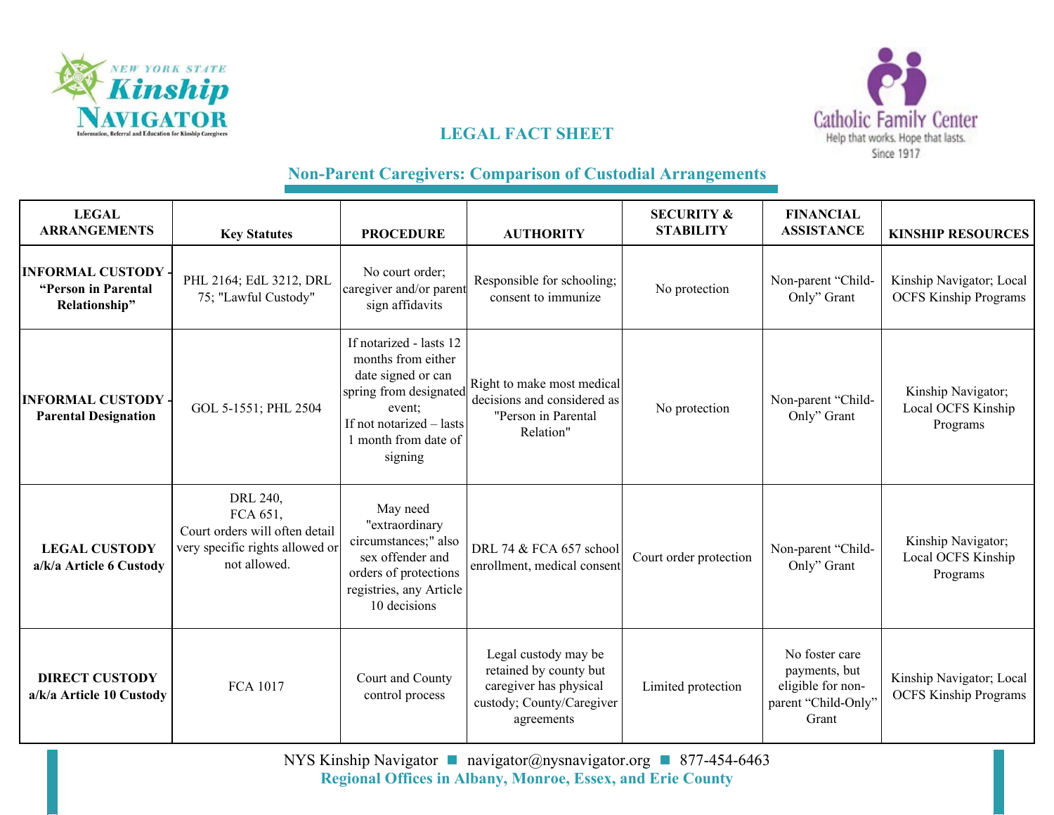# LEGAL FACT SHEET

## Non-Parent Caregivers: Comparison of Custodial Arrangements

| LEGAL ARRANGEMENTS | Key Statutes | PROCEDURE | AUTHORITY | SECURITY & STABILITY | FINANCIAL ASSISTANCE | KINSHIP RESOURCES |
|---|---|---|---|---|---|---|
| **INFORMAL CUSTODY - "Person in Parental Relationship"** | PHL 2164; EdL 3212, DRL 75; "Lawful Custody" | No court order; caregiver and/or parent sign affidavits | Responsible for schooling; consent to immunize | No protection | Non-parent "Child-Only" Grant | Kinship Navigator; Local OCFS Kinship Programs |
| **INFORMAL CUSTODY - Parental Designation** | GOL 5-1551; PHL 2504 | If notarized - lasts 12 months from either date signed or can spring from designated event; If not notarized – lasts 1 month from date of signing | Right to make most medical decisions and considered as "Person in Parental Relation" | No protection | Non-parent "Child-Only" Grant | Kinship Navigator; Local OCFS Kinship Programs |
| **LEGAL CUSTODY a/k/a Article 6 Custody** | DRL 240, FCA 651, Court orders will often detail very specific rights allowed or not allowed. | May need "extraordinary circumstances;" also sex offender and orders of protections registries, any Article 10 decisions | DRL 74 & FCA 657 school enrollment, medical consent | Court order protection | Non-parent "Child-Only" Grant | Kinship Navigator; Local OCFS Kinship Programs |
| **DIRECT CUSTODY a/k/a Article 10 Custody** | FCA 1017 | Court and County control process | Legal custody may be retained by county but caregiver has physical custody; County/Caregiver agreements | Limited protection | No foster care payments, but eligible for non-parent "Child-Only" Grant | Kinship Navigator; Local OCFS Kinship Programs |

NYS Kinship Navigator ■ navigator@nysnavigator.org ■ 877-454-6463

**Regional Offices in Albany, Monroe, Essex, and Erie County**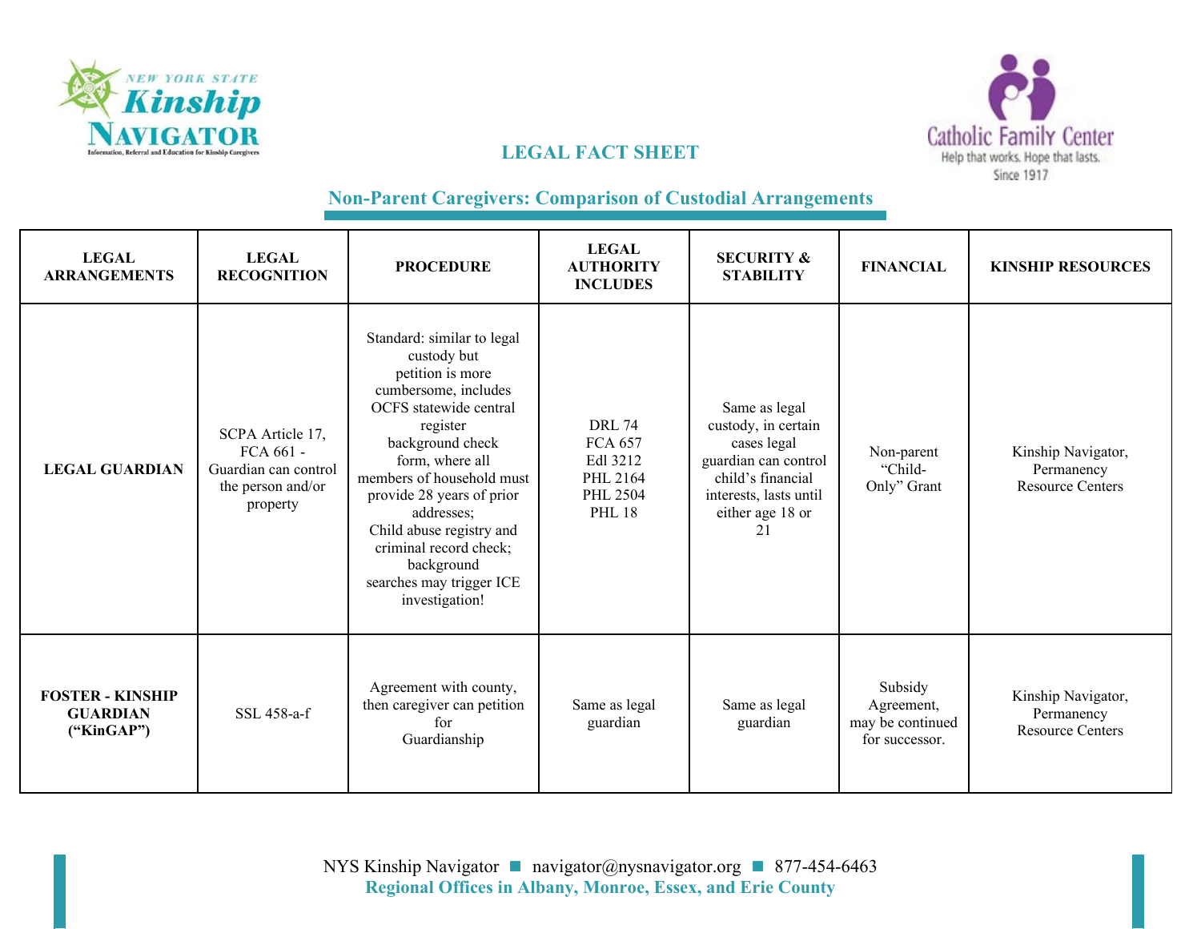## LEGAL FACT SHEET

### Non-Parent Caregivers: Comparison of Custodial Arrangements

| LEGAL ARRANGEMENTS | LEGAL RECOGNITION | PROCEDURE | LEGAL AUTHORITY INCLUDES | SECURITY & STABILITY | FINANCIAL | KINSHIP RESOURCES |
|---|---|---|---|---|---|---|
| **LEGAL GUARDIAN** | SCPA Article 17, FCA 661 - Guardian can control the person and/or property | Standard: similar to legal custody but petition is more cumbersome, includes OCFS statewide central register background check form, where all members of household must provide 28 years of prior addresses; Child abuse registry and criminal record check; background searches may trigger ICE investigation! | DRL 74<br>FCA 657<br>Edl 3212<br>PHL 2164<br>PHL 2504<br>PHL 18 | Same as legal custody, in certain cases legal guardian can control child's financial interests, lasts until either age 18 or 21 | Non-parent "Child-Only" Grant | Kinship Navigator, Permanency Resource Centers |
| **FOSTER - KINSHIP GUARDIAN ("KinGAP")** | SSL 458-a-f | Agreement with county, then caregiver can petition for Guardianship | Same as legal guardian | Same as legal guardian | Subsidy Agreement, may be continued for successor. | Kinship Navigator, Permanency Resource Centers |

NYS Kinship Navigator ■ navigator@nysnavigator.org ■ 877-454-6463
**Regional Offices in Albany, Monroe, Essex, and Erie County**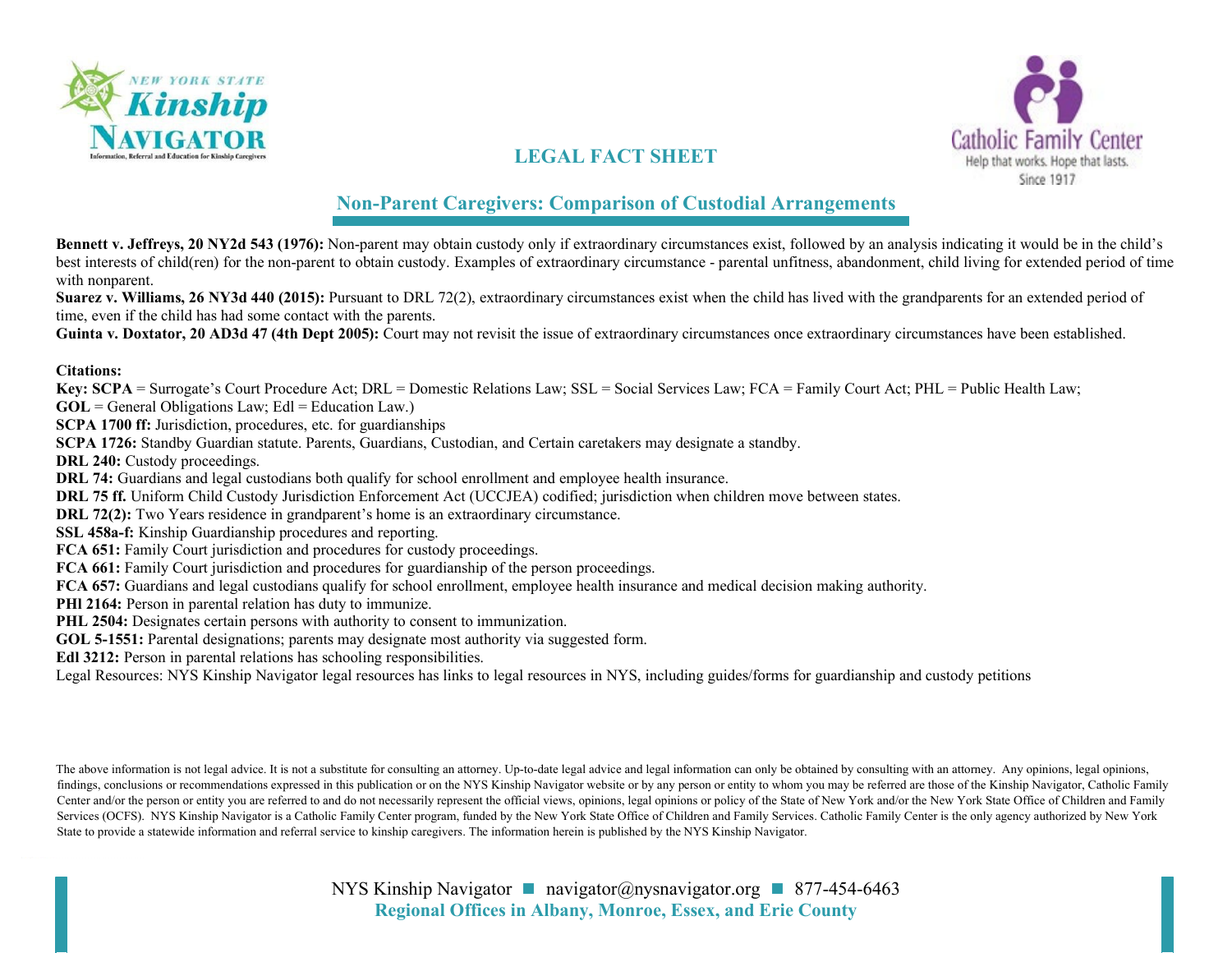## LEGAL FACT SHEET

## Non-Parent Caregivers: Comparison of Custodial Arrangements

**Bennett v. Jeffreys, 20 NY2d 543 (1976):** Non-parent may obtain custody only if extraordinary circumstances exist, followed by an analysis indicating it would be in the child's best interests of child(ren) for the non-parent to obtain custody. Examples of extraordinary circumstance - parental unfitness, abandonment, child living for extended period of time with nonparent.

**Suarez v. Williams, 26 NY3d 440 (2015):** Pursuant to DRL 72(2), extraordinary circumstances exist when the child has lived with the grandparents for an extended period of time, even if the child has had some contact with the parents.

**Guinta v. Doxtator, 20 AD3d 47 (4th Dept 2005):** Court may not revisit the issue of extraordinary circumstances once extraordinary circumstances have been established.

**Citations:**

**Key: SCPA** = Surrogate's Court Procedure Act; DRL = Domestic Relations Law; SSL = Social Services Law; FCA = Family Court Act; PHL = Public Health Law; **GOL** = General Obligations Law; Edl = Education Law.)

**SCPA 1700 ff:** Jurisdiction, procedures, etc. for guardianships

**SCPA 1726:** Standby Guardian statute. Parents, Guardians, Custodian, and Certain caretakers may designate a standby.

**DRL 240:** Custody proceedings.

**DRL 74:** Guardians and legal custodians both qualify for school enrollment and employee health insurance.

**DRL 75 ff.** Uniform Child Custody Jurisdiction Enforcement Act (UCCJEA) codified; jurisdiction when children move between states.

**DRL 72(2):** Two Years residence in grandparent's home is an extraordinary circumstance.

**SSL 458a-f:** Kinship Guardianship procedures and reporting.

**FCA 651:** Family Court jurisdiction and procedures for custody proceedings.

**FCA 661:** Family Court jurisdiction and procedures for guardianship of the person proceedings.

**FCA 657:** Guardians and legal custodians qualify for school enrollment, employee health insurance and medical decision making authority.

**PHl 2164:** Person in parental relation has duty to immunize.

**PHL 2504:** Designates certain persons with authority to consent to immunization.

**GOL 5-1551:** Parental designations; parents may designate most authority via suggested form.

**Edl 3212:** Person in parental relations has schooling responsibilities.

Legal Resources: NYS Kinship Navigator legal resources has links to legal resources in NYS, including guides/forms for guardianship and custody petitions

The above information is not legal advice. It is not a substitute for consulting an attorney. Up-to-date legal advice and legal information can only be obtained by consulting with an attorney. Any opinions, legal opinions, findings, conclusions or recommendations expressed in this publication or on the NYS Kinship Navigator website or by any person or entity to whom you may be referred are those of the Kinship Navigator, Catholic Family Center and/or the person or entity you are referred to and do not necessarily represent the official views, opinions, legal opinions or policy of the State of New York and/or the New York State Office of Children and Family Services (OCFS). NYS Kinship Navigator is a Catholic Family Center program, funded by the New York State Office of Children and Family Services. Catholic Family Center is the only agency authorized by New York State to provide a statewide information and referral service to kinship caregivers. The information herein is published by the NYS Kinship Navigator.

NYS Kinship Navigator ■ navigator@nysnavigator.org ■ 877-454-6463

**Regional Offices in Albany, Monroe, Essex, and Erie County**